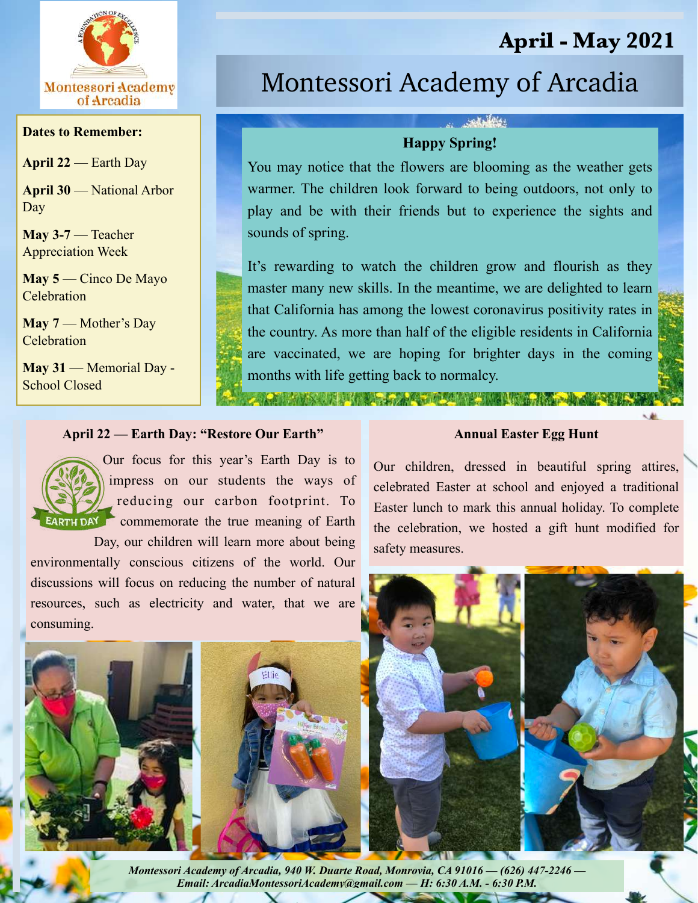# Montessori Academy of Arcadia

**April - May 2021**

**Dates to Remember:**

**April 22** — Earth Day

**April 30** — National Arbor Day

**May 3-7** — Teacher Appreciation Week

**May 5** — Cinco De Mayo Celebration

**May 7** — Mother's Day Celebration

**May 31** — Memorial Day - School Closed

## Happy Spring!

You may notice that the flowers are blooming as the weather gets warmer. The children look forward to being outdoors, not only to play and be with their friends but to experience the sights and sounds of spring.

It's rewarding to watch the children grow and flourish as they master many new skills. In the meantime, we are delighted to learn that California has among the lowest coronavirus positivity rates in the country. As more than half of the eligible residents in California are vaccinated, we are hoping for brighter days in the coming months with life getting back to normalcy.

### April 22 — Earth Day: "Restore Our Earth"

Our focus for this year's Earth Day is to impress on our students the ways of reducing our carbon footprint. To commemorate the true meaning of Earth Day, our children will learn more about being environmentally conscious citizens of the world. Our discussions will focus on reducing the number of natural resources, such as electricity and water, that we are consuming.

### Annual Easter Egg Hunt

Our children, dressed in beautiful spring attires, celebrated Easter at school and enjoyed a traditional Easter lunch to mark this annual holiday. To complete the celebration, we hosted a gift hunt modified for safety measures.

*Montessori Academy of Arcadia, 940 W. Duarte Road, Monrovia, CA 91016 — (626) 447-2246 — Email: ArcadiaMontessoriAcademy@gmail.com — H: 6:30 A.M. - 6:30 P.M.*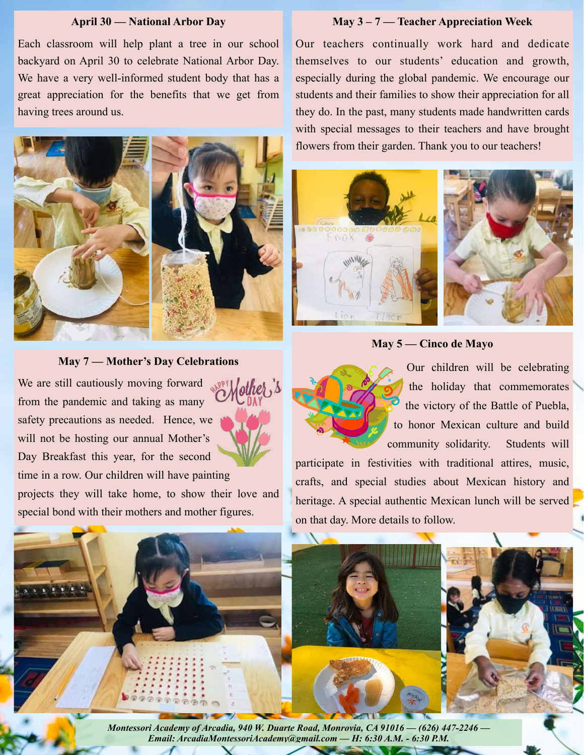### April 30 — National Arbor Day

Each classroom will help plant a tree in our school backyard on April 30 to celebrate National Arbor Day. We have a very well-informed student body that has a great appreciation for the benefits that we get from having trees around us.

### May 3 – 7 — Teacher Appreciation Week

Our teachers continually work hard and dedicate themselves to our students' education and growth, especially during the global pandemic. We encourage our students and their families to show their appreciation for all they do. In the past, many students made handwritten cards with special messages to their teachers and have brought flowers from their garden. Thank you to our teachers!

### May 7 — Mother's Day Celebrations

We are still cautiously moving forward from the pandemic and taking as many safety precautions as needed. Hence, we will not be hosting our annual Mother's Day Breakfast this year, for the second time in a row. Our children will have painting projects they will take home, to show their love and special bond with their mothers and mother figures.

### May 5 — Cinco de Mayo

Our children will be celebrating the holiday that commemorates the victory of the Battle of Puebla, to honor Mexican culture and build community solidarity. Students will participate in festivities with traditional attires, music, crafts, and special studies about Mexican history and heritage. A special authentic Mexican lunch will be served on that day. More details to follow.

*Montessori Academy of Arcadia, 940 W. Duarte Road, Monrovia, CA 91016 — (626) 447-2246 — Email: ArcadiaMontessoriAcademy@gmail.com — H: 6:30 A.M. - 6:30 P.M.*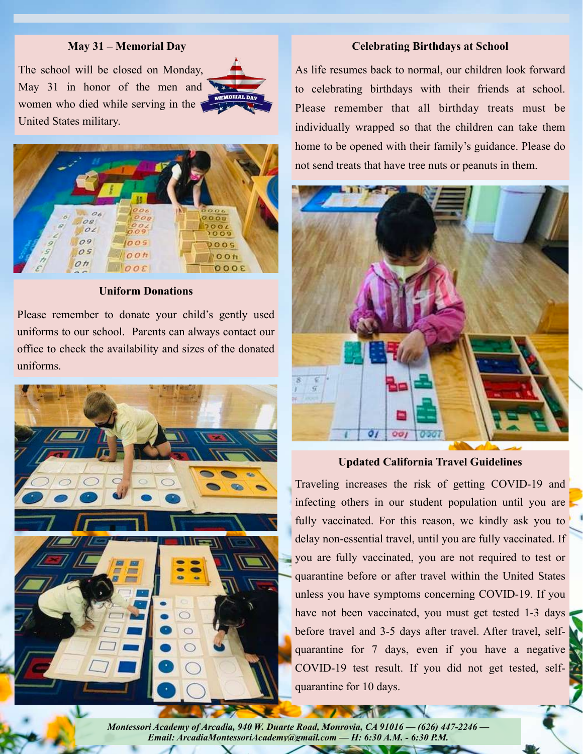### May 31 – Memorial Day

The school will be closed on Monday, May 31 in honor of the men and women who died while serving in the United States military.

### Uniform Donations

Please remember to donate your child's gently used uniforms to our school. Parents can always contact our office to check the availability and sizes of the donated uniforms.

### Celebrating Birthdays at School

As life resumes back to normal, our children look forward to celebrating birthdays with their friends at school. Please remember that all birthday treats must be individually wrapped so that the children can take them home to be opened with their family's guidance. Please do not send treats that have tree nuts or peanuts in them.

### Updated California Travel Guidelines

Traveling increases the risk of getting COVID-19 and infecting others in our student population until you are fully vaccinated. For this reason, we kindly ask you to delay non-essential travel, until you are fully vaccinated. If you are fully vaccinated, you are not required to test or quarantine before or after travel within the United States unless you have symptoms concerning COVID-19. If you have not been vaccinated, you must get tested 1-3 days before travel and 3-5 days after travel. After travel, self-quarantine for 7 days, even if you have a negative COVID-19 test result. If you did not get tested, self-quarantine for 10 days.

***Montessori Academy of Arcadia, 940 W. Duarte Road, Monrovia, CA 91016 — (626) 447-2246 — Email: ArcadiaMontessoriAcademy@gmail.com — H: 6:30 A.M. - 6:30 P.M.***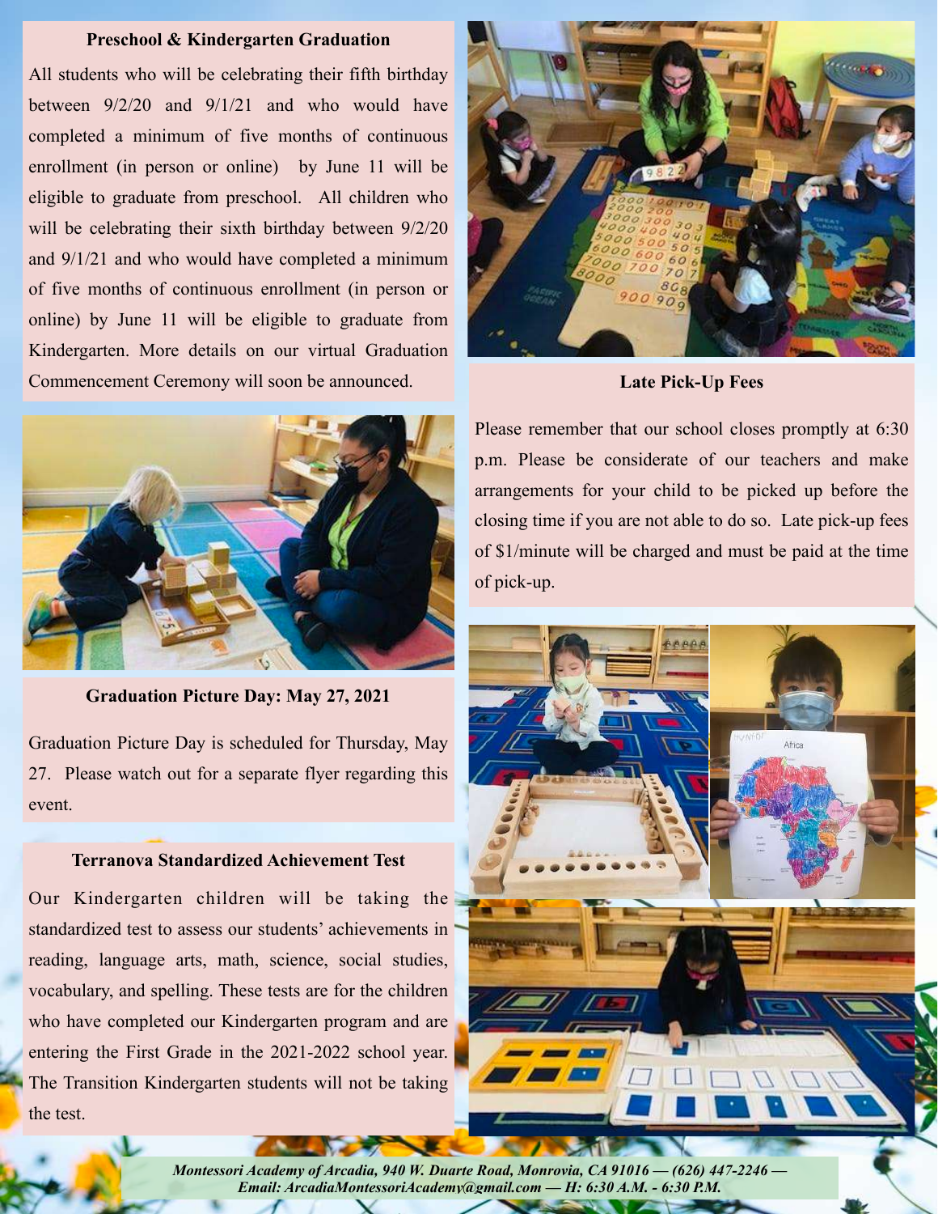### Preschool & Kindergarten Graduation

All students who will be celebrating their fifth birthday between 9/2/20 and 9/1/21 and who would have completed a minimum of five months of continuous enrollment (in person or online) by June 11 will be eligible to graduate from preschool. All children who will be celebrating their sixth birthday between 9/2/20 and 9/1/21 and who would have completed a minimum of five months of continuous enrollment (in person or online) by June 11 will be eligible to graduate from Kindergarten. More details on our virtual Graduation Commencement Ceremony will soon be announced.

### Graduation Picture Day: May 27, 2021

Graduation Picture Day is scheduled for Thursday, May 27. Please watch out for a separate flyer regarding this event.

### Terranova Standardized Achievement Test

Our Kindergarten children will be taking the standardized test to assess our students' achievements in reading, language arts, math, science, social studies, vocabulary, and spelling. These tests are for the children who have completed our Kindergarten program and are entering the First Grade in the 2021-2022 school year. The Transition Kindergarten students will not be taking the test.

### Late Pick-Up Fees

Please remember that our school closes promptly at 6:30 p.m. Please be considerate of our teachers and make arrangements for your child to be picked up before the closing time if you are not able to do so. Late pick-up fees of $1/minute will be charged and must be paid at the time of pick-up.

*Montessori Academy of Arcadia, 940 W. Duarte Road, Monrovia, CA 91016 — (626) 447-2246 — Email: ArcadiaMontessoriAcademy@gmail.com — H: 6:30 A.M. - 6:30 P.M.*